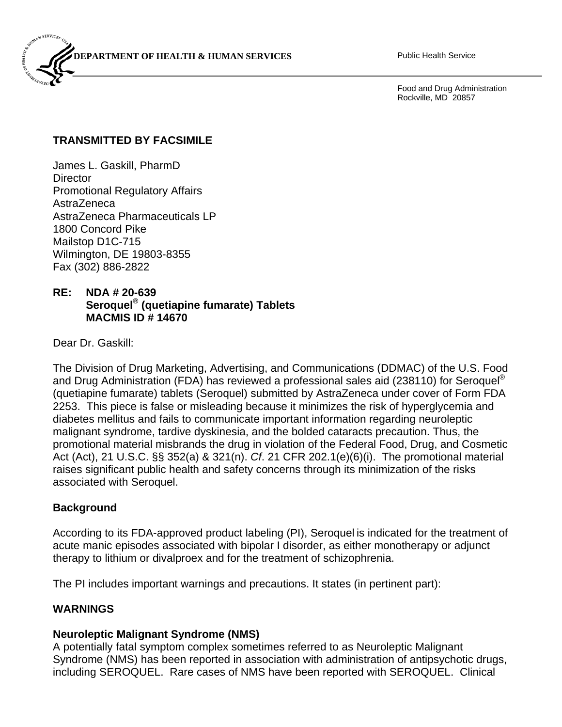**DEPARTMENT OF HEALTH & HUMAN SERVICES**

Public Health Service

Food and Drug Administration
Rockville, MD 20857

**TRANSMITTED BY FACSIMILE**

James L. Gaskill, PharmD
Director
Promotional Regulatory Affairs
AstraZeneca
AstraZeneca Pharmaceuticals LP
1800 Concord Pike
Mailstop D1C-715
Wilmington, DE 19803-8355
Fax (302) 886-2822

**RE: NDA # 20-639**
**Seroquel® (quetiapine fumarate) Tablets**
**MACMIS ID # 14670**

Dear Dr. Gaskill:

The Division of Drug Marketing, Advertising, and Communications (DDMAC) of the U.S. Food and Drug Administration (FDA) has reviewed a professional sales aid (238110) for Seroquel® (quetiapine fumarate) tablets (Seroquel) submitted by AstraZeneca under cover of Form FDA 2253. This piece is false or misleading because it minimizes the risk of hyperglycemia and diabetes mellitus and fails to communicate important information regarding neuroleptic malignant syndrome, tardive dyskinesia, and the bolded cataracts precaution. Thus, the promotional material misbrands the drug in violation of the Federal Food, Drug, and Cosmetic Act (Act), 21 U.S.C. §§ 352(a) & 321(n). *Cf*. 21 CFR 202.1(e)(6)(i). The promotional material raises significant public health and safety concerns through its minimization of the risks associated with Seroquel.

**Background**

According to its FDA-approved product labeling (PI), Seroquel is indicated for the treatment of acute manic episodes associated with bipolar I disorder, as either monotherapy or adjunct therapy to lithium or divalproex and for the treatment of schizophrenia.

The PI includes important warnings and precautions. It states (in pertinent part):

**WARNINGS**

**Neuroleptic Malignant Syndrome (NMS)**
A potentially fatal symptom complex sometimes referred to as Neuroleptic Malignant Syndrome (NMS) has been reported in association with administration of antipsychotic drugs, including SEROQUEL. Rare cases of NMS have been reported with SEROQUEL. Clinical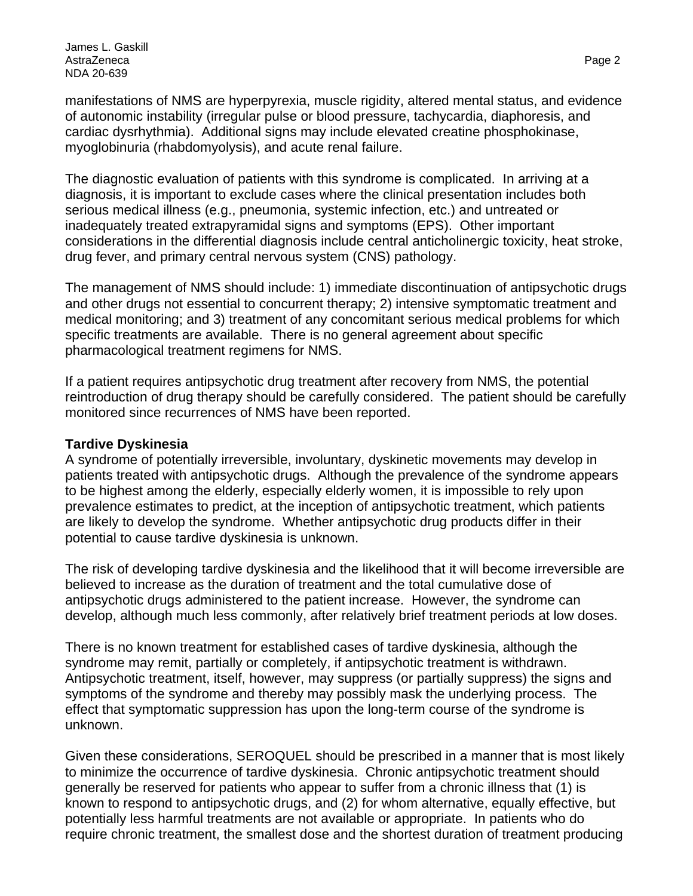manifestations of NMS are hyperpyrexia, muscle rigidity, altered mental status, and evidence of autonomic instability (irregular pulse or blood pressure, tachycardia, diaphoresis, and cardiac dysrhythmia). Additional signs may include elevated creatine phosphokinase, myoglobinuria (rhabdomyolysis), and acute renal failure.

The diagnostic evaluation of patients with this syndrome is complicated. In arriving at a diagnosis, it is important to exclude cases where the clinical presentation includes both serious medical illness (e.g., pneumonia, systemic infection, etc.) and untreated or inadequately treated extrapyramidal signs and symptoms (EPS). Other important considerations in the differential diagnosis include central anticholinergic toxicity, heat stroke, drug fever, and primary central nervous system (CNS) pathology.

The management of NMS should include: 1) immediate discontinuation of antipsychotic drugs and other drugs not essential to concurrent therapy; 2) intensive symptomatic treatment and medical monitoring; and 3) treatment of any concomitant serious medical problems for which specific treatments are available. There is no general agreement about specific pharmacological treatment regimens for NMS.

If a patient requires antipsychotic drug treatment after recovery from NMS, the potential reintroduction of drug therapy should be carefully considered. The patient should be carefully monitored since recurrences of NMS have been reported.

**Tardive Dyskinesia**

A syndrome of potentially irreversible, involuntary, dyskinetic movements may develop in patients treated with antipsychotic drugs. Although the prevalence of the syndrome appears to be highest among the elderly, especially elderly women, it is impossible to rely upon prevalence estimates to predict, at the inception of antipsychotic treatment, which patients are likely to develop the syndrome. Whether antipsychotic drug products differ in their potential to cause tardive dyskinesia is unknown.

The risk of developing tardive dyskinesia and the likelihood that it will become irreversible are believed to increase as the duration of treatment and the total cumulative dose of antipsychotic drugs administered to the patient increase. However, the syndrome can develop, although much less commonly, after relatively brief treatment periods at low doses.

There is no known treatment for established cases of tardive dyskinesia, although the syndrome may remit, partially or completely, if antipsychotic treatment is withdrawn. Antipsychotic treatment, itself, however, may suppress (or partially suppress) the signs and symptoms of the syndrome and thereby may possibly mask the underlying process. The effect that symptomatic suppression has upon the long-term course of the syndrome is unknown.

Given these considerations, SEROQUEL should be prescribed in a manner that is most likely to minimize the occurrence of tardive dyskinesia. Chronic antipsychotic treatment should generally be reserved for patients who appear to suffer from a chronic illness that (1) is known to respond to antipsychotic drugs, and (2) for whom alternative, equally effective, but potentially less harmful treatments are not available or appropriate. In patients who do require chronic treatment, the smallest dose and the shortest duration of treatment producing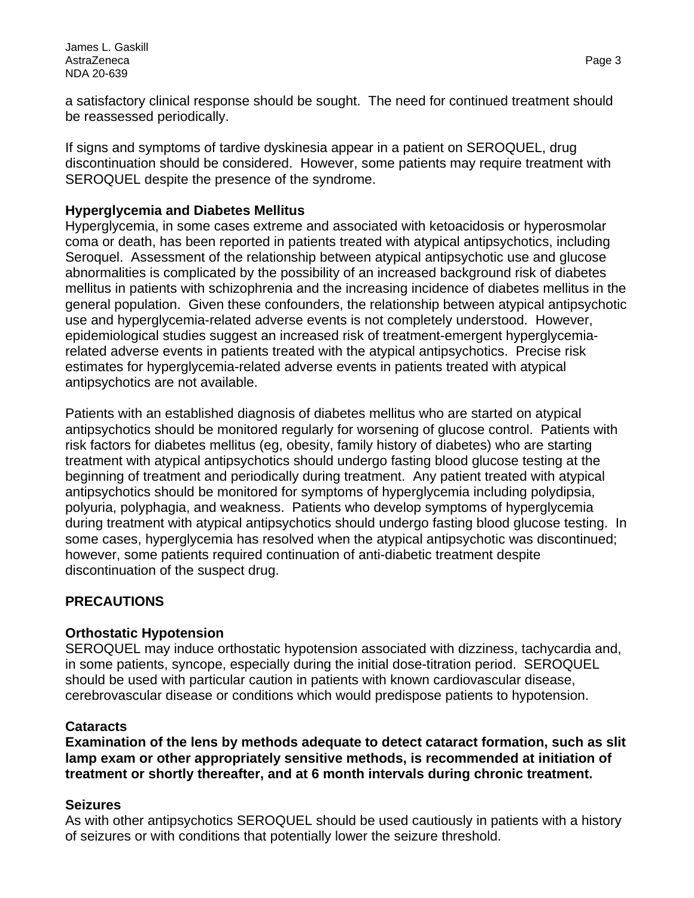a satisfactory clinical response should be sought. The need for continued treatment should be reassessed periodically.

If signs and symptoms of tardive dyskinesia appear in a patient on SEROQUEL, drug discontinuation should be considered. However, some patients may require treatment with SEROQUEL despite the presence of the syndrome.

**Hyperglycemia and Diabetes Mellitus**

Hyperglycemia, in some cases extreme and associated with ketoacidosis or hyperosmolar coma or death, has been reported in patients treated with atypical antipsychotics, including Seroquel. Assessment of the relationship between atypical antipsychotic use and glucose abnormalities is complicated by the possibility of an increased background risk of diabetes mellitus in patients with schizophrenia and the increasing incidence of diabetes mellitus in the general population. Given these confounders, the relationship between atypical antipsychotic use and hyperglycemia-related adverse events is not completely understood. However, epidemiological studies suggest an increased risk of treatment-emergent hyperglycemia-related adverse events in patients treated with the atypical antipsychotics. Precise risk estimates for hyperglycemia-related adverse events in patients treated with atypical antipsychotics are not available.

Patients with an established diagnosis of diabetes mellitus who are started on atypical antipsychotics should be monitored regularly for worsening of glucose control. Patients with risk factors for diabetes mellitus (eg, obesity, family history of diabetes) who are starting treatment with atypical antipsychotics should undergo fasting blood glucose testing at the beginning of treatment and periodically during treatment. Any patient treated with atypical antipsychotics should be monitored for symptoms of hyperglycemia including polydipsia, polyuria, polyphagia, and weakness. Patients who develop symptoms of hyperglycemia during treatment with atypical antipsychotics should undergo fasting blood glucose testing. In some cases, hyperglycemia has resolved when the atypical antipsychotic was discontinued; however, some patients required continuation of anti-diabetic treatment despite discontinuation of the suspect drug.

**PRECAUTIONS**

**Orthostatic Hypotension**

SEROQUEL may induce orthostatic hypotension associated with dizziness, tachycardia and, in some patients, syncope, especially during the initial dose-titration period. SEROQUEL should be used with particular caution in patients with known cardiovascular disease, cerebrovascular disease or conditions which would predispose patients to hypotension.

**Cataracts**

**Examination of the lens by methods adequate to detect cataract formation, such as slit lamp exam or other appropriately sensitive methods, is recommended at initiation of treatment or shortly thereafter, and at 6 month intervals during chronic treatment.**

**Seizures**

As with other antipsychotics SEROQUEL should be used cautiously in patients with a history of seizures or with conditions that potentially lower the seizure threshold.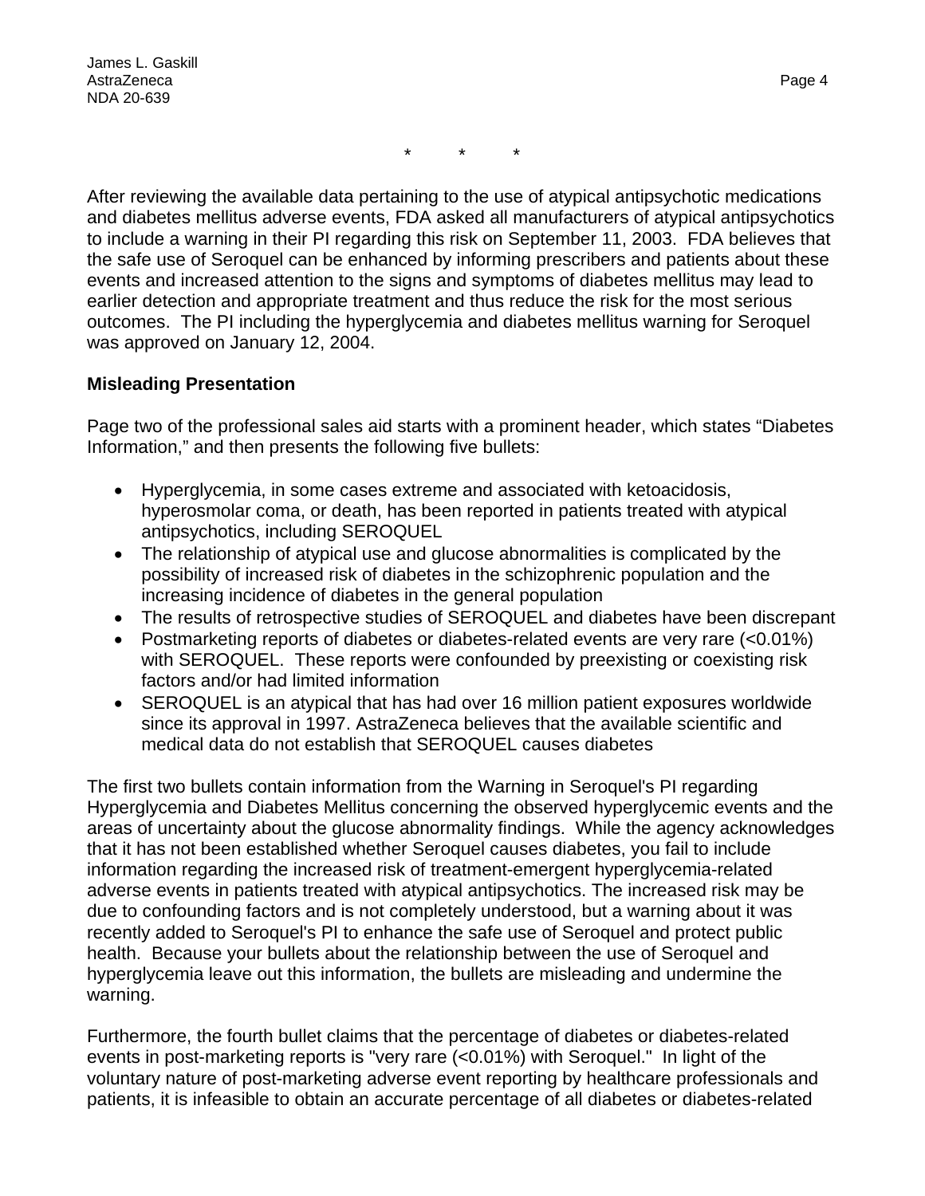\*        \*        \*

After reviewing the available data pertaining to the use of atypical antipsychotic medications and diabetes mellitus adverse events, FDA asked all manufacturers of atypical antipsychotics to include a warning in their PI regarding this risk on September 11, 2003. FDA believes that the safe use of Seroquel can be enhanced by informing prescribers and patients about these events and increased attention to the signs and symptoms of diabetes mellitus may lead to earlier detection and appropriate treatment and thus reduce the risk for the most serious outcomes. The PI including the hyperglycemia and diabetes mellitus warning for Seroquel was approved on January 12, 2004.

**Misleading Presentation**

Page two of the professional sales aid starts with a prominent header, which states "Diabetes Information," and then presents the following five bullets:

- Hyperglycemia, in some cases extreme and associated with ketoacidosis, hyperosmolar coma, or death, has been reported in patients treated with atypical antipsychotics, including SEROQUEL
- The relationship of atypical use and glucose abnormalities is complicated by the possibility of increased risk of diabetes in the schizophrenic population and the increasing incidence of diabetes in the general population
- The results of retrospective studies of SEROQUEL and diabetes have been discrepant
- Postmarketing reports of diabetes or diabetes-related events are very rare (<0.01%) with SEROQUEL. These reports were confounded by preexisting or coexisting risk factors and/or had limited information
- SEROQUEL is an atypical that has had over 16 million patient exposures worldwide since its approval in 1997. AstraZeneca believes that the available scientific and medical data do not establish that SEROQUEL causes diabetes

The first two bullets contain information from the Warning in Seroquel's PI regarding Hyperglycemia and Diabetes Mellitus concerning the observed hyperglycemic events and the areas of uncertainty about the glucose abnormality findings. While the agency acknowledges that it has not been established whether Seroquel causes diabetes, you fail to include information regarding the increased risk of treatment-emergent hyperglycemia-related adverse events in patients treated with atypical antipsychotics. The increased risk may be due to confounding factors and is not completely understood, but a warning about it was recently added to Seroquel's PI to enhance the safe use of Seroquel and protect public health. Because your bullets about the relationship between the use of Seroquel and hyperglycemia leave out this information, the bullets are misleading and undermine the warning.

Furthermore, the fourth bullet claims that the percentage of diabetes or diabetes-related events in post-marketing reports is "very rare (<0.01%) with Seroquel." In light of the voluntary nature of post-marketing adverse event reporting by healthcare professionals and patients, it is infeasible to obtain an accurate percentage of all diabetes or diabetes-related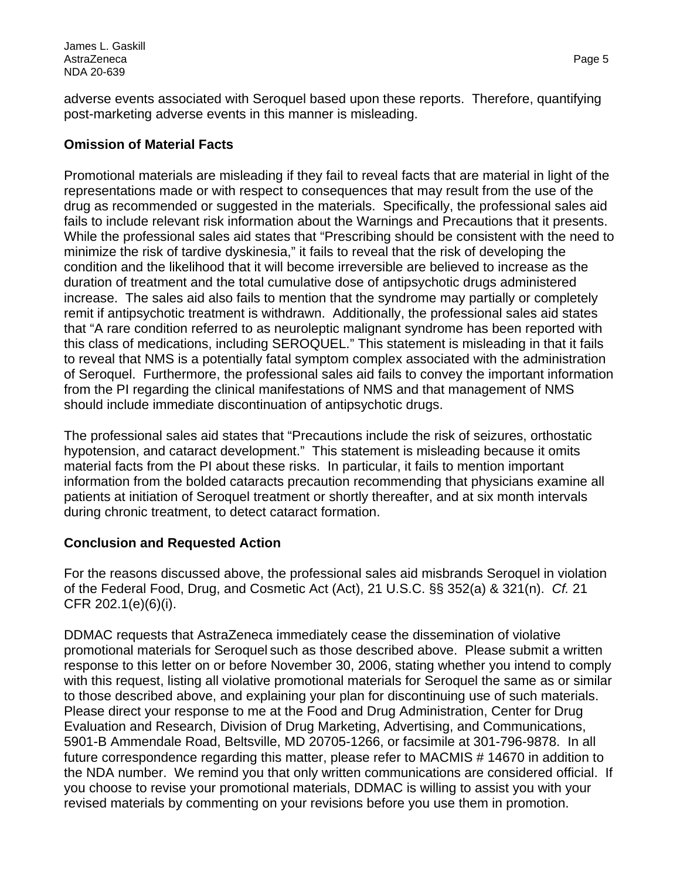adverse events associated with Seroquel based upon these reports. Therefore, quantifying post-marketing adverse events in this manner is misleading.

**Omission of Material Facts**

Promotional materials are misleading if they fail to reveal facts that are material in light of the representations made or with respect to consequences that may result from the use of the drug as recommended or suggested in the materials. Specifically, the professional sales aid fails to include relevant risk information about the Warnings and Precautions that it presents. While the professional sales aid states that "Prescribing should be consistent with the need to minimize the risk of tardive dyskinesia," it fails to reveal that the risk of developing the condition and the likelihood that it will become irreversible are believed to increase as the duration of treatment and the total cumulative dose of antipsychotic drugs administered increase. The sales aid also fails to mention that the syndrome may partially or completely remit if antipsychotic treatment is withdrawn. Additionally, the professional sales aid states that "A rare condition referred to as neuroleptic malignant syndrome has been reported with this class of medications, including SEROQUEL." This statement is misleading in that it fails to reveal that NMS is a potentially fatal symptom complex associated with the administration of Seroquel. Furthermore, the professional sales aid fails to convey the important information from the PI regarding the clinical manifestations of NMS and that management of NMS should include immediate discontinuation of antipsychotic drugs.

The professional sales aid states that "Precautions include the risk of seizures, orthostatic hypotension, and cataract development." This statement is misleading because it omits material facts from the PI about these risks. In particular, it fails to mention important information from the bolded cataracts precaution recommending that physicians examine all patients at initiation of Seroquel treatment or shortly thereafter, and at six month intervals during chronic treatment, to detect cataract formation.

**Conclusion and Requested Action**

For the reasons discussed above, the professional sales aid misbrands Seroquel in violation of the Federal Food, Drug, and Cosmetic Act (Act), 21 U.S.C. §§ 352(a) & 321(n). *Cf.* 21 CFR 202.1(e)(6)(i).

DDMAC requests that AstraZeneca immediately cease the dissemination of violative promotional materials for Seroquel such as those described above. Please submit a written response to this letter on or before November 30, 2006, stating whether you intend to comply with this request, listing all violative promotional materials for Seroquel the same as or similar to those described above, and explaining your plan for discontinuing use of such materials. Please direct your response to me at the Food and Drug Administration, Center for Drug Evaluation and Research, Division of Drug Marketing, Advertising, and Communications, 5901-B Ammendale Road, Beltsville, MD 20705-1266, or facsimile at 301-796-9878. In all future correspondence regarding this matter, please refer to MACMIS # 14670 in addition to the NDA number. We remind you that only written communications are considered official. If you choose to revise your promotional materials, DDMAC is willing to assist you with your revised materials by commenting on your revisions before you use them in promotion.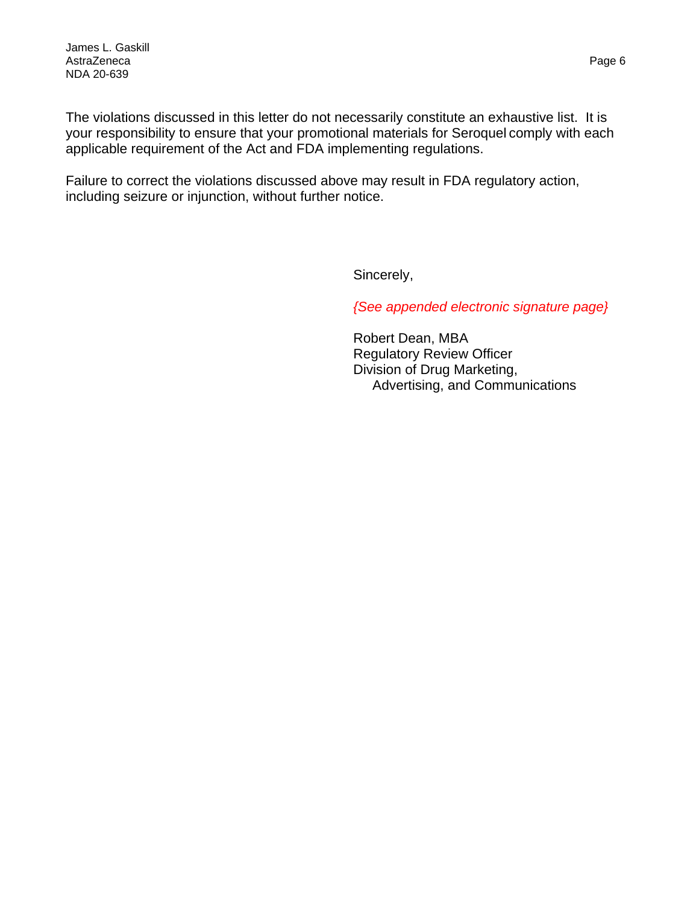The violations discussed in this letter do not necessarily constitute an exhaustive list. It is your responsibility to ensure that your promotional materials for Seroquel comply with each applicable requirement of the Act and FDA implementing regulations.

Failure to correct the violations discussed above may result in FDA regulatory action, including seizure or injunction, without further notice.

Sincerely,

*{See appended electronic signature page}*

Robert Dean, MBA
Regulatory Review Officer
Division of Drug Marketing,
Advertising, and Communications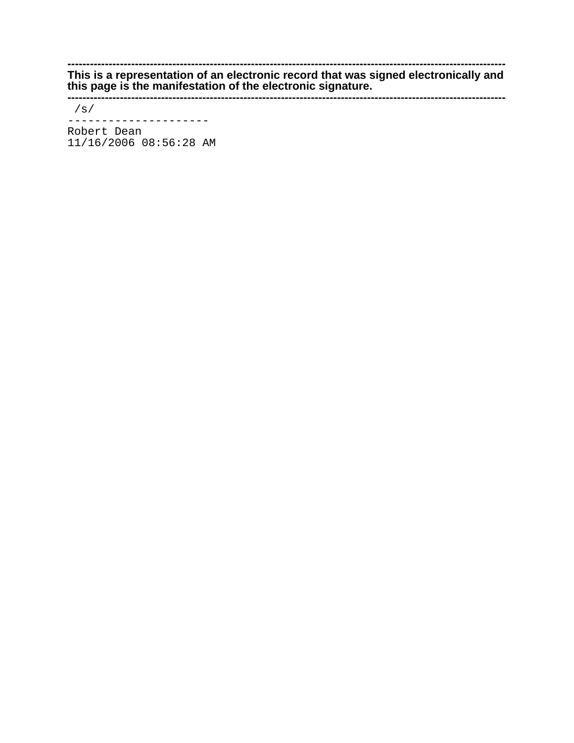---------------------------------------------------------------------------------------------------------------------

**This is a representation of an electronic record that was signed electronically and this page is the manifestation of the electronic signature.**

---------------------------------------------------------------------------------------------------------------------

```
 /s/
--------------------
Robert Dean
11/16/2006 08:56:28 AM
```